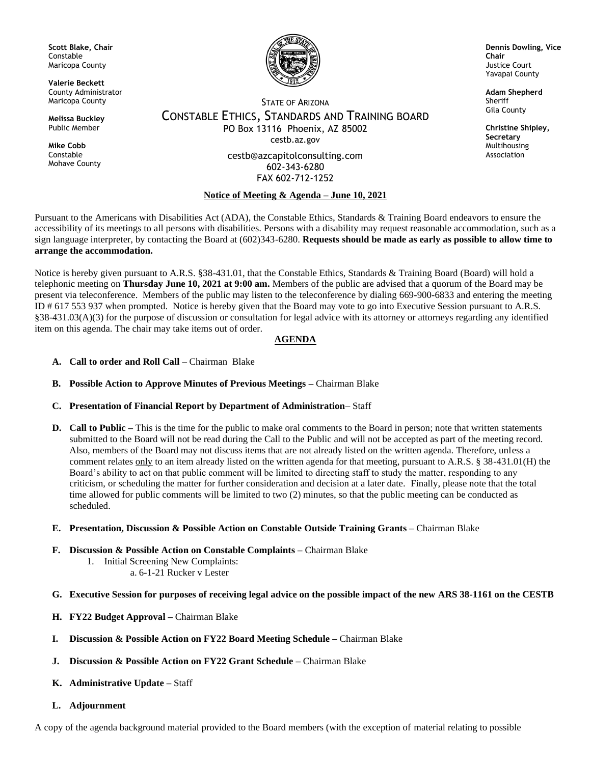**Scott Blake, Chair**
Constable
Maricopa County

**Valerie Beckett**
County Administrator
Maricopa County

**Melissa Buckley**
Public Member

**Mike Cobb**
Constable
Mohave County

STATE OF ARIZONA

# CONSTABLE ETHICS, STANDARDS AND TRAINING BOARD

PO Box 13116 Phoenix, AZ 85002
cestb.az.gov

cestb@azcapitolconsulting.com
602-343-6280
FAX 602-712-1252

**Dennis Dowling, Vice Chair**
Justice Court
Yavapai County

**Adam Shepherd**
Sheriff
Gila County

**Christine Shipley, Secretary**
Multihousing Association

**Notice of Meeting & Agenda – June 10, 2021**

Pursuant to the Americans with Disabilities Act (ADA), the Constable Ethics, Standards & Training Board endeavors to ensure the accessibility of its meetings to all persons with disabilities. Persons with a disability may request reasonable accommodation, such as a sign language interpreter, by contacting the Board at (602)343-6280. **Requests should be made as early as possible to allow time to arrange the accommodation.**

Notice is hereby given pursuant to A.R.S. §38-431.01, that the Constable Ethics, Standards & Training Board (Board) will hold a telephonic meeting on **Thursday June 10, 2021 at 9:00 am.** Members of the public are advised that a quorum of the Board may be present via teleconference. Members of the public may listen to the teleconference by dialing 669-900-6833 and entering the meeting ID # 617 553 937 when prompted. Notice is hereby given that the Board may vote to go into Executive Session pursuant to A.R.S. §38-431.03(A)(3) for the purpose of discussion or consultation for legal advice with its attorney or attorneys regarding any identified item on this agenda. The chair may take items out of order.

## AGENDA

- **A. Call to order and Roll Call** – Chairman Blake
- **B. Possible Action to Approve Minutes of Previous Meetings –** Chairman Blake
- **C. Presentation of Financial Report by Department of Administration**– Staff
- **D. Call to Public –** This is the time for the public to make oral comments to the Board in person; note that written statements submitted to the Board will not be read during the Call to the Public and will not be accepted as part of the meeting record. Also, members of the Board may not discuss items that are not already listed on the written agenda. Therefore, unless a comment relates only to an item already listed on the written agenda for that meeting, pursuant to A.R.S. § 38-431.01(H) the Board's ability to act on that public comment will be limited to directing staff to study the matter, responding to any criticism, or scheduling the matter for further consideration and decision at a later date. Finally, please note that the total time allowed for public comments will be limited to two (2) minutes, so that the public meeting can be conducted as scheduled.
- **E. Presentation, Discussion & Possible Action on Constable Outside Training Grants –** Chairman Blake
- **F. Discussion & Possible Action on Constable Complaints –** Chairman Blake
  1. Initial Screening New Complaints:
     a. 6-1-21 Rucker v Lester
- **G. Executive Session for purposes of receiving legal advice on the possible impact of the new ARS 38-1161 on the CESTB**
- **H. FY22 Budget Approval –** Chairman Blake
- **I. Discussion & Possible Action on FY22 Board Meeting Schedule –** Chairman Blake
- **J. Discussion & Possible Action on FY22 Grant Schedule –** Chairman Blake
- **K. Administrative Update –** Staff
- **L. Adjournment**

A copy of the agenda background material provided to the Board members (with the exception of material relating to possible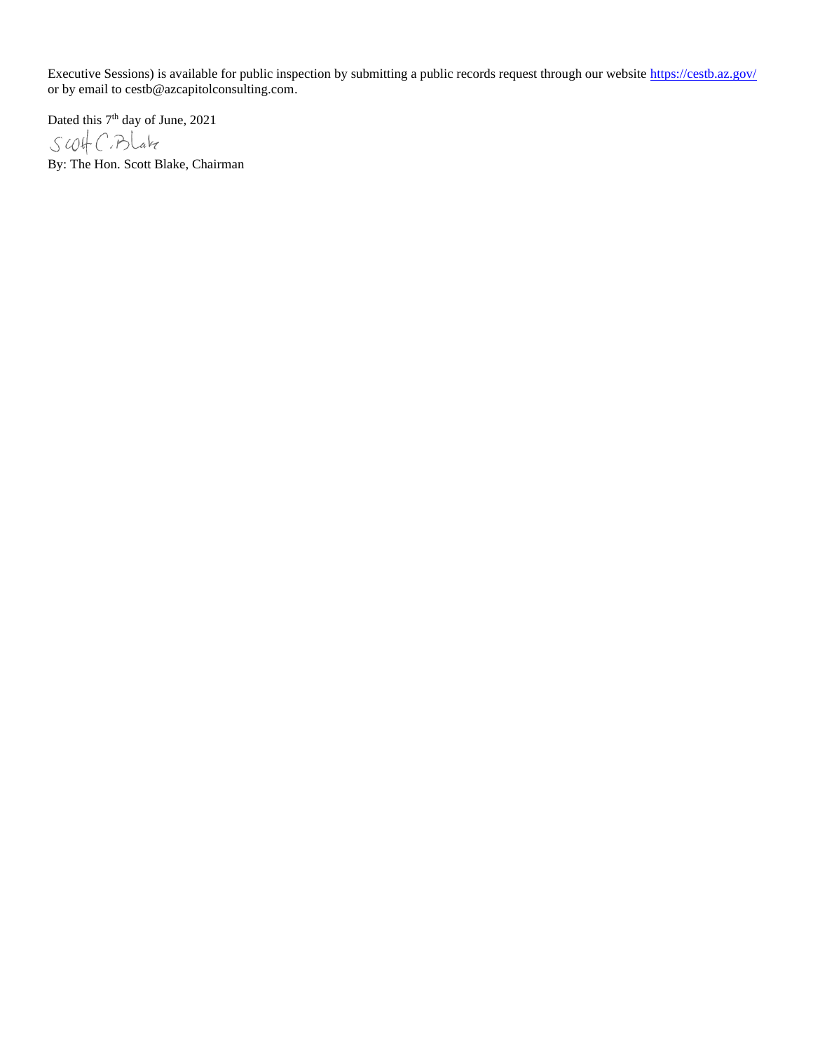Executive Sessions) is available for public inspection by submitting a public records request through our website [https://cestb.az.gov/](https://cestb.az.gov/) or by email to cestb@azcapitolconsulting.com.

Dated this 7th day of June, 2021

Scott C. Blake

By: The Hon. Scott Blake, Chairman